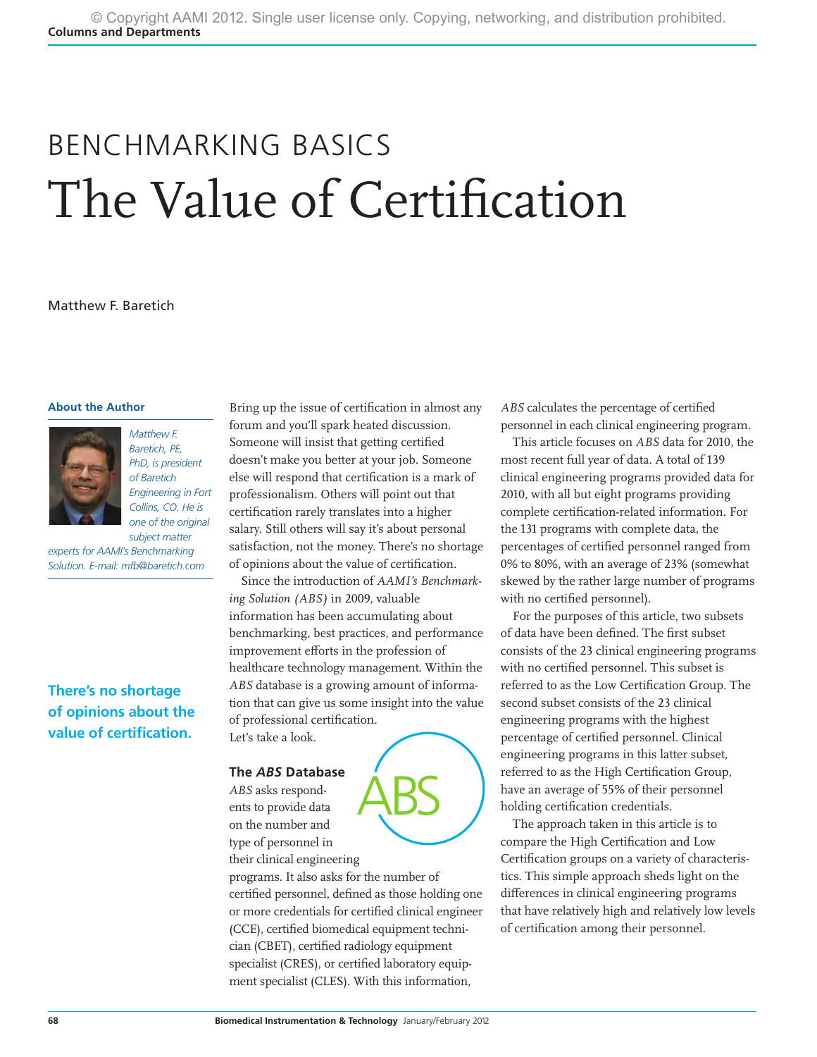# BENCHMARKING BASICS

# The Value of Certification

Matthew F. Baretich

**About the Author**

*Matthew F. Baretich, PE, PhD, is president of Baretich Engineering in Fort Collins, CO. He is one of the original subject matter experts for AAMI's Benchmarking Solution. E-mail: mfb@baretich.com*

**There's no shortage of opinions about the value of certification.**

Bring up the issue of certification in almost any forum and you'll spark heated discussion. Someone will insist that getting certified doesn't make you better at your job. Someone else will respond that certification is a mark of professionalism. Others will point out that certification rarely translates into a higher salary. Still others will say it's about personal satisfaction, not the money. There's no shortage of opinions about the value of certification.

Since the introduction of *AAMI's Benchmarking Solution (ABS)* in 2009, valuable information has been accumulating about benchmarking, best practices, and performance improvement efforts in the profession of healthcare technology management. Within the *ABS* database is a growing amount of information that can give us some insight into the value of professional certification.

Let's take a look.

## The *ABS* Database

*ABS* asks respondents to provide data on the number and type of personnel in their clinical engineering programs. It also asks for the number of certified personnel, defined as those holding one or more credentials for certified clinical engineer (CCE), certified biomedical equipment technician (CBET), certified radiology equipment specialist (CRES), or certified laboratory equipment specialist (CLES). With this information, *ABS* calculates the percentage of certified personnel in each clinical engineering program.

This article focuses on *ABS* data for 2010, the most recent full year of data. A total of 139 clinical engineering programs provided data for 2010, with all but eight programs providing complete certification-related information. For the 131 programs with complete data, the percentages of certified personnel ranged from 0% to 80%, with an average of 23% (somewhat skewed by the rather large number of programs with no certified personnel).

For the purposes of this article, two subsets of data have been defined. The first subset consists of the 23 clinical engineering programs with no certified personnel. This subset is referred to as the Low Certification Group. The second subset consists of the 23 clinical engineering programs with the highest percentage of certified personnel. Clinical engineering programs in this latter subset, referred to as the High Certification Group, have an average of 55% of their personnel holding certification credentials.

The approach taken in this article is to compare the High Certification and Low Certification groups on a variety of characteristics. This simple approach sheds light on the differences in clinical engineering programs that have relatively high and relatively low levels of certification among their personnel.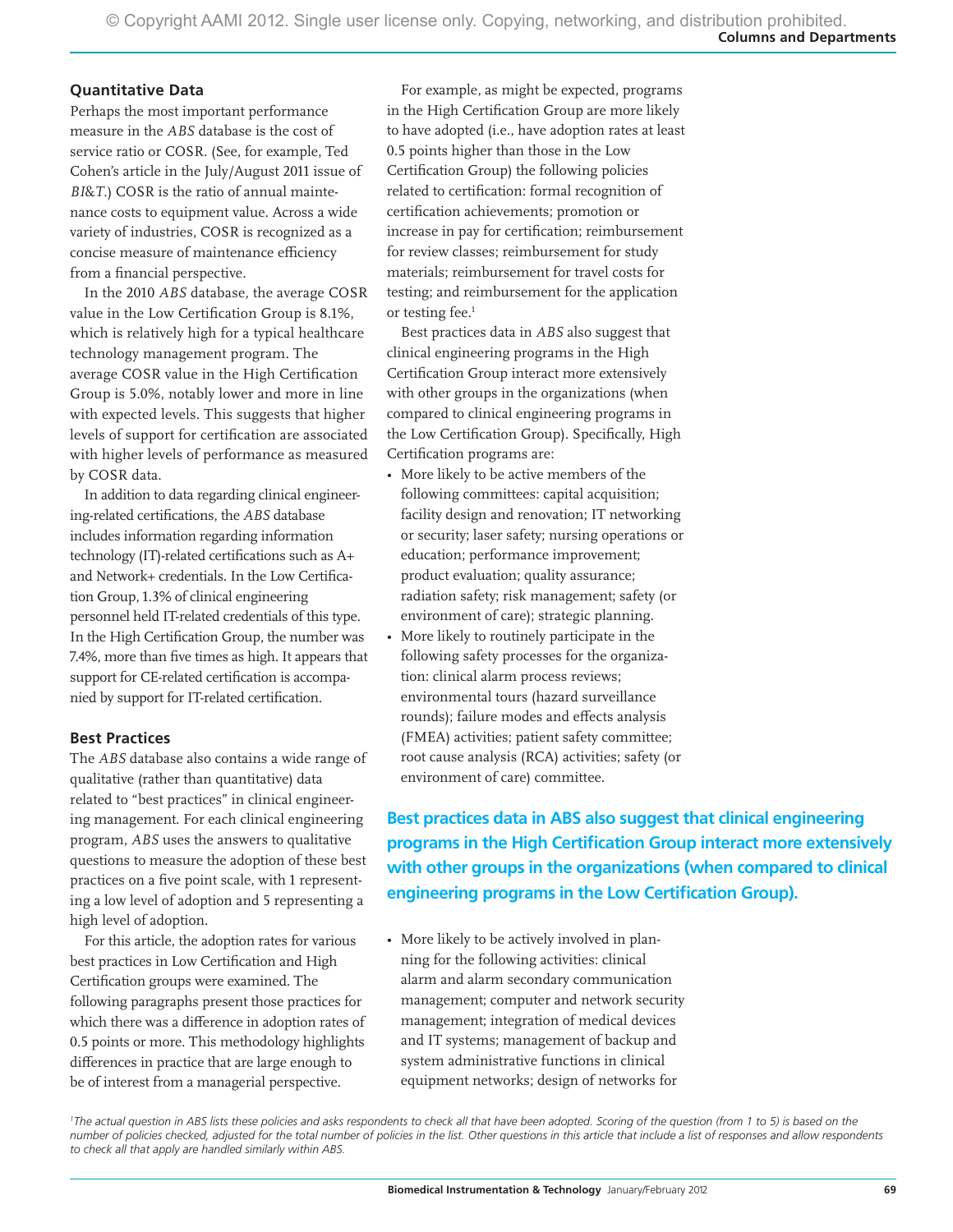## Quantitative Data

Perhaps the most important performance measure in the *ABS* database is the cost of service ratio or COSR. (See, for example, Ted Cohen's article in the July/August 2011 issue of *BI&T*.) COSR is the ratio of annual maintenance costs to equipment value. Across a wide variety of industries, COSR is recognized as a concise measure of maintenance efficiency from a financial perspective.

In the 2010 *ABS* database, the average COSR value in the Low Certification Group is 8.1%, which is relatively high for a typical healthcare technology management program. The average COSR value in the High Certification Group is 5.0%, notably lower and more in line with expected levels. This suggests that higher levels of support for certification are associated with higher levels of performance as measured by COSR data.

In addition to data regarding clinical engineering-related certifications, the *ABS* database includes information regarding information technology (IT)-related certifications such as A+ and Network+ credentials. In the Low Certification Group, 1.3% of clinical engineering personnel held IT-related credentials of this type. In the High Certification Group, the number was 7.4%, more than five times as high. It appears that support for CE-related certification is accompanied by support for IT-related certification.

## Best Practices

The *ABS* database also contains a wide range of qualitative (rather than quantitative) data related to "best practices" in clinical engineering management. For each clinical engineering program, *ABS* uses the answers to qualitative questions to measure the adoption of these best practices on a five point scale, with 1 representing a low level of adoption and 5 representing a high level of adoption.

For this article, the adoption rates for various best practices in Low Certification and High Certification groups were examined. The following paragraphs present those practices for which there was a difference in adoption rates of 0.5 points or more. This methodology highlights differences in practice that are large enough to be of interest from a managerial perspective.

For example, as might be expected, programs in the High Certification Group are more likely to have adopted (i.e., have adoption rates at least 0.5 points higher than those in the Low Certification Group) the following policies related to certification: formal recognition of certification achievements; promotion or increase in pay for certification; reimbursement for review classes; reimbursement for study materials; reimbursement for travel costs for testing; and reimbursement for the application or testing fee.[1]

Best practices data in *ABS* also suggest that clinical engineering programs in the High Certification Group interact more extensively with other groups in the organizations (when compared to clinical engineering programs in the Low Certification Group). Specifically, High Certification programs are:

- More likely to be active members of the following committees: capital acquisition; facility design and renovation; IT networking or security; laser safety; nursing operations or education; performance improvement; product evaluation; quality assurance; radiation safety; risk management; safety (or environment of care); strategic planning.
- More likely to routinely participate in the following safety processes for the organization: clinical alarm process reviews; environmental tours (hazard surveillance rounds); failure modes and effects analysis (FMEA) activities; patient safety committee; root cause analysis (RCA) activities; safety (or environment of care) committee.

**Best practices data in ABS also suggest that clinical engineering programs in the High Certification Group interact more extensively with other groups in the organizations (when compared to clinical engineering programs in the Low Certification Group).**

- More likely to be actively involved in planning for the following activities: clinical alarm and alarm secondary communication management; computer and network security management; integration of medical devices and IT systems; management of backup and system administrative functions in clinical equipment networks; design of networks for

[1] *The actual question in ABS lists these policies and asks respondents to check all that have been adopted. Scoring of the question (from 1 to 5) is based on the number of policies checked, adjusted for the total number of policies in the list. Other questions in this article that include a list of responses and allow respondents to check all that apply are handled similarly within ABS.*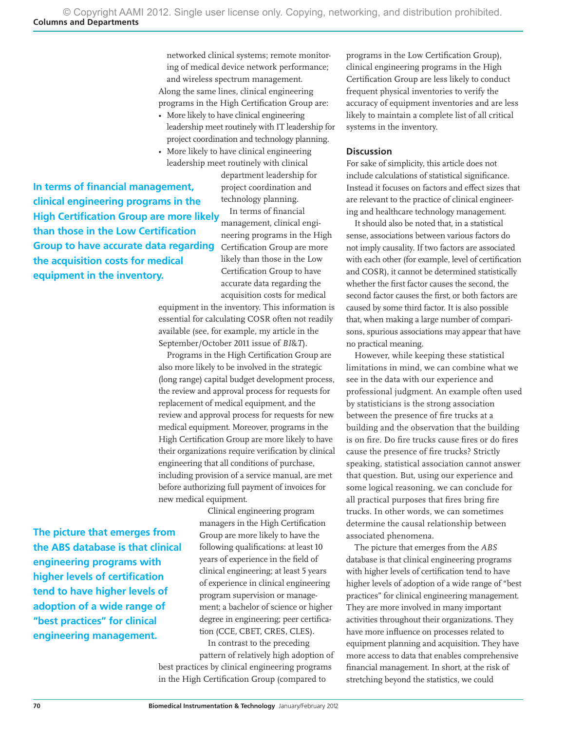networked clinical systems; remote monitoring of medical device network performance; and wireless spectrum management.

Along the same lines, clinical engineering programs in the High Certification Group are:

- More likely to have clinical engineering leadership meet routinely with IT leadership for project coordination and technology planning.
- More likely to have clinical engineering leadership meet routinely with clinical department leadership for project coordination and technology planning.

**In terms of financial management, clinical engineering programs in the High Certification Group are more likely than those in the Low Certification Group to have accurate data regarding the acquisition costs for medical equipment in the inventory.**

In terms of financial management, clinical engineering programs in the High Certification Group are more likely than those in the Low Certification Group to have accurate data regarding the acquisition costs for medical equipment in the inventory. This information is essential for calculating COSR often not readily available (see, for example, my article in the September/October 2011 issue of *BI&T*).

Programs in the High Certification Group are also more likely to be involved in the strategic (long range) capital budget development process, the review and approval process for requests for replacement of medical equipment, and the review and approval process for requests for new medical equipment. Moreover, programs in the High Certification Group are more likely to have their organizations require verification by clinical engineering that all conditions of purchase, including provision of a service manual, are met before authorizing full payment of invoices for new medical equipment.

**The picture that emerges from the ABS database is that clinical engineering programs with higher levels of certification tend to have higher levels of adoption of a wide range of "best practices" for clinical engineering management.**

Clinical engineering program managers in the High Certification Group are more likely to have the following qualifications: at least 10 years of experience in the field of clinical engineering; at least 5 years of experience in clinical engineering program supervision or management; a bachelor of science or higher degree in engineering; peer certification (CCE, CBET, CRES, CLES).

In contrast to the preceding pattern of relatively high adoption of best practices by clinical engineering programs in the High Certification Group (compared to programs in the Low Certification Group), clinical engineering programs in the High Certification Group are less likely to conduct frequent physical inventories to verify the accuracy of equipment inventories and are less likely to maintain a complete list of all critical systems in the inventory.

## Discussion

For sake of simplicity, this article does not include calculations of statistical significance. Instead it focuses on factors and effect sizes that are relevant to the practice of clinical engineering and healthcare technology management.

It should also be noted that, in a statistical sense, associations between various factors do not imply causality. If two factors are associated with each other (for example, level of certification and COSR), it cannot be determined statistically whether the first factor causes the second, the second factor causes the first, or both factors are caused by some third factor. It is also possible that, when making a large number of comparisons, spurious associations may appear that have no practical meaning.

However, while keeping these statistical limitations in mind, we can combine what we see in the data with our experience and professional judgment. An example often used by statisticians is the strong association between the presence of fire trucks at a building and the observation that the building is on fire. Do fire trucks cause fires or do fires cause the presence of fire trucks? Strictly speaking, statistical association cannot answer that question. But, using our experience and some logical reasoning, we can conclude for all practical purposes that fires bring fire trucks. In other words, we can sometimes determine the causal relationship between associated phenomena.

The picture that emerges from the *ABS* database is that clinical engineering programs with higher levels of certification tend to have higher levels of adoption of a wide range of "best practices" for clinical engineering management. They are more involved in many important activities throughout their organizations. They have more influence on processes related to equipment planning and acquisition. They have more access to data that enables comprehensive financial management. In short, at the risk of stretching beyond the statistics, we could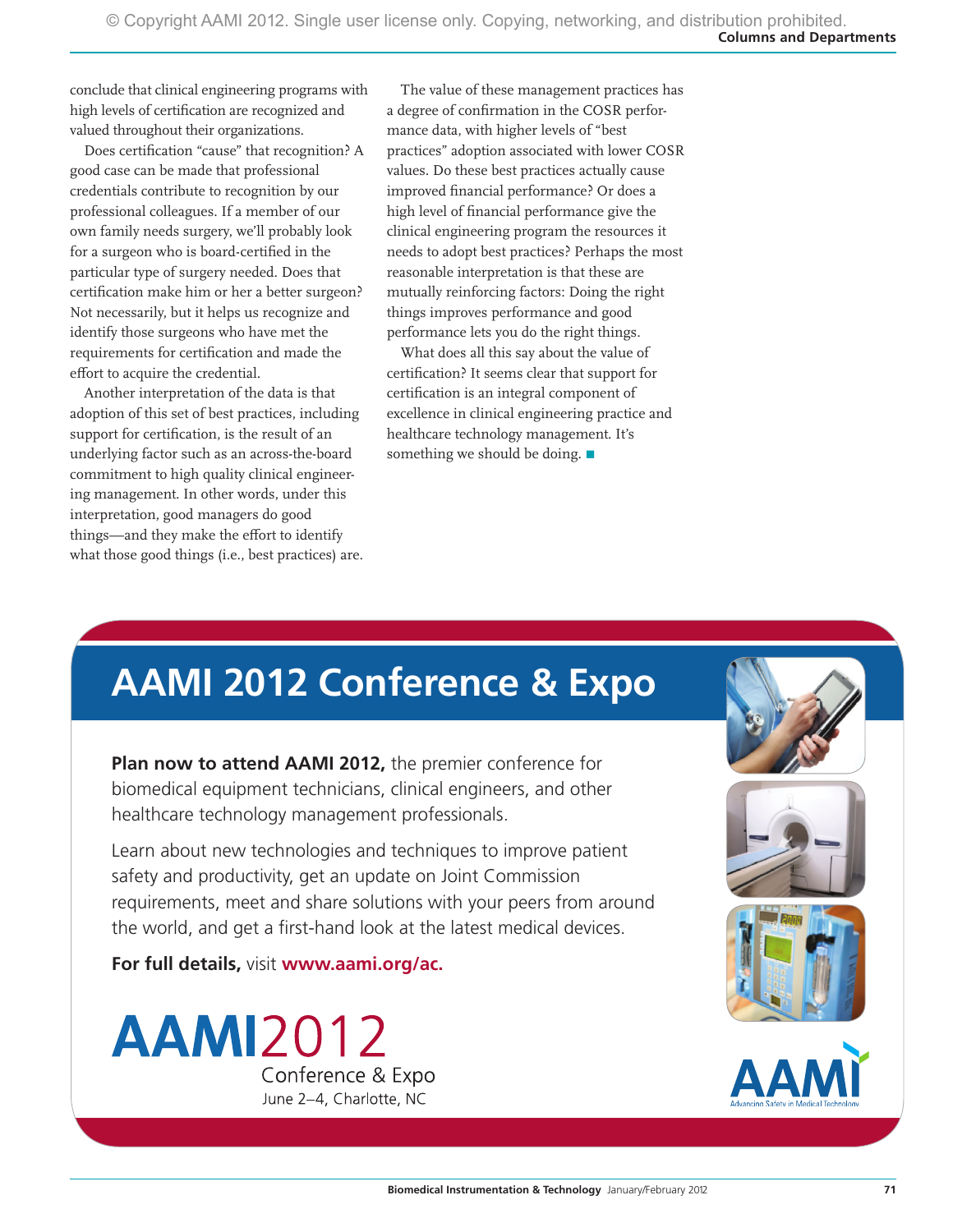conclude that clinical engineering programs with high levels of certification are recognized and valued throughout their organizations.

Does certification "cause" that recognition? A good case can be made that professional credentials contribute to recognition by our professional colleagues. If a member of our own family needs surgery, we'll probably look for a surgeon who is board-certified in the particular type of surgery needed. Does that certification make him or her a better surgeon? Not necessarily, but it helps us recognize and identify those surgeons who have met the requirements for certification and made the effort to acquire the credential.

Another interpretation of the data is that adoption of this set of best practices, including support for certification, is the result of an underlying factor such as an across-the-board commitment to high quality clinical engineering management. In other words, under this interpretation, good managers do good things—and they make the effort to identify what those good things (i.e., best practices) are.

The value of these management practices has a degree of confirmation in the COSR performance data, with higher levels of "best practices" adoption associated with lower COSR values. Do these best practices actually cause improved financial performance? Or does a high level of financial performance give the clinical engineering program the resources it needs to adopt best practices? Perhaps the most reasonable interpretation is that these are mutually reinforcing factors: Doing the right things improves performance and good performance lets you do the right things.

What does all this say about the value of certification? It seems clear that support for certification is an integral component of excellence in clinical engineering practice and healthcare technology management. It's something we should be doing. ■

# AAMI 2012 Conference & Expo

**Plan now to attend AAMI 2012,** the premier conference for biomedical equipment technicians, clinical engineers, and other healthcare technology management professionals.

Learn about new technologies and techniques to improve patient safety and productivity, get an update on Joint Commission requirements, meet and share solutions with your peers from around the world, and get a first-hand look at the latest medical devices.

**For full details,** visit **www.aami.org/ac.**

AAMI2012
Conference & Expo
June 2–4, Charlotte, NC

AAMI
Advancing Safety in Medical Technology